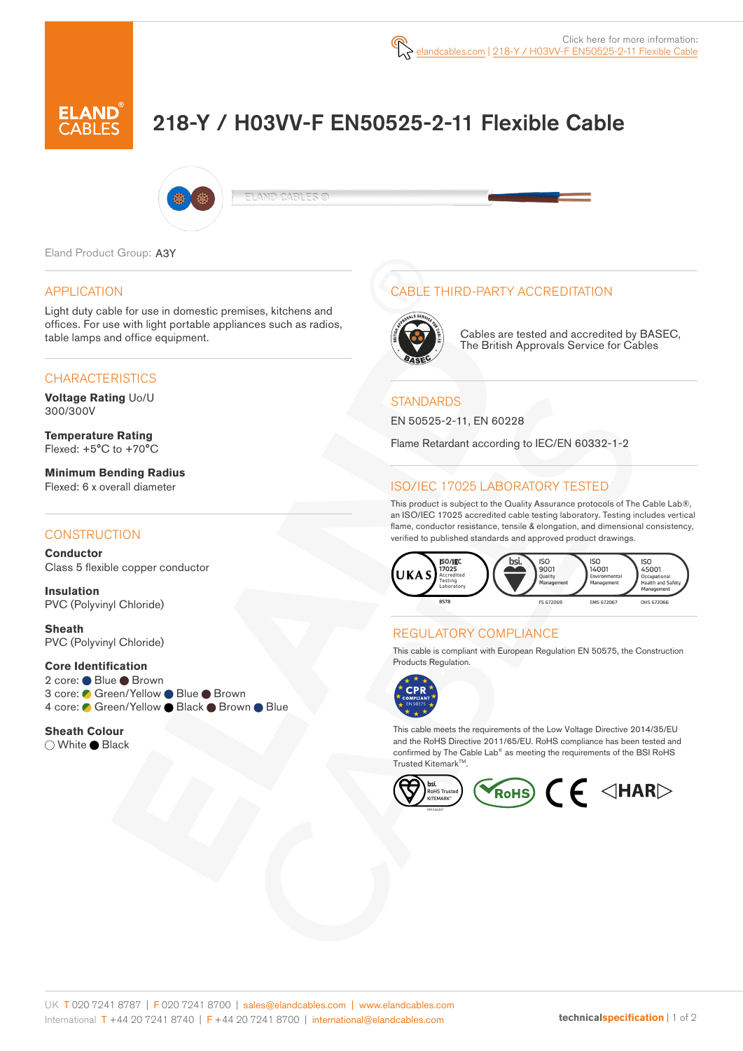Click here for more information: elandcables.com | 218-Y / H03VV-F EN50525-2-11 Flexible Cable

# 218-Y / H03VV-F EN50525-2-11 Flexible Cable

Eland Product Group: A3Y

## APPLICATION

Light duty cable for use in domestic premises, kitchens and offices. For use with light portable appliances such as radios, table lamps and office equipment.

## CHARACTERISTICS

**Voltage Rating** Uo/U
300/300V

**Temperature Rating**
Flexed: +5°C to +70°C

**Minimum Bending Radius**
Flexed: 6 x overall diameter

## CONSTRUCTION

**Conductor**
Class 5 flexible copper conductor

**Insulation**
PVC (Polyvinyl Chloride)

**Sheath**
PVC (Polyvinyl Chloride)

**Core Identification**
2 core: Blue, Brown
3 core: Green/Yellow, Blue, Brown
4 core: Green/Yellow, Black, Brown, Blue

**Sheath Colour**
White, Black

## CABLE THIRD-PARTY ACCREDITATION

Cables are tested and accredited by BASEC, The British Approvals Service for Cables

## STANDARDS

EN 50525-2-11, EN 60228

Flame Retardant according to IEC/EN 60332-1-2

## ISO/IEC 17025 LABORATORY TESTED

This product is subject to the Quality Assurance protocols of The Cable Lab®, an ISO/IEC 17025 accredited cable testing laboratory. Testing includes vertical flame, conductor resistance, tensile & elongation, and dimensional consistency, verified to published standards and approved product drawings.

UKAS ISO/IEC 17025 Accredited Testing Laboratory 8578 | bsi ISO 9001 Quality Management FS 672069 | ISO 14001 Environmental Management EMS 672067 | ISO 45001 Occupational Health and Safety Management OHS 672066

## REGULATORY COMPLIANCE

This cable is compliant with European Regulation EN 50575, the Construction Products Regulation.

This cable meets the requirements of the Low Voltage Directive 2014/35/EU and the RoHS Directive 2011/65/EU. RoHS compliance has been tested and confirmed by The Cable Lab® as meeting the requirements of the BSI RoHS Trusted Kitemark™.

UK T 020 7241 8787 | F 020 7241 8700 | sales@elandcables.com | www.elandcables.com
International T +44 20 7241 8740 | F +44 20 7241 8700 | international@elandcables.com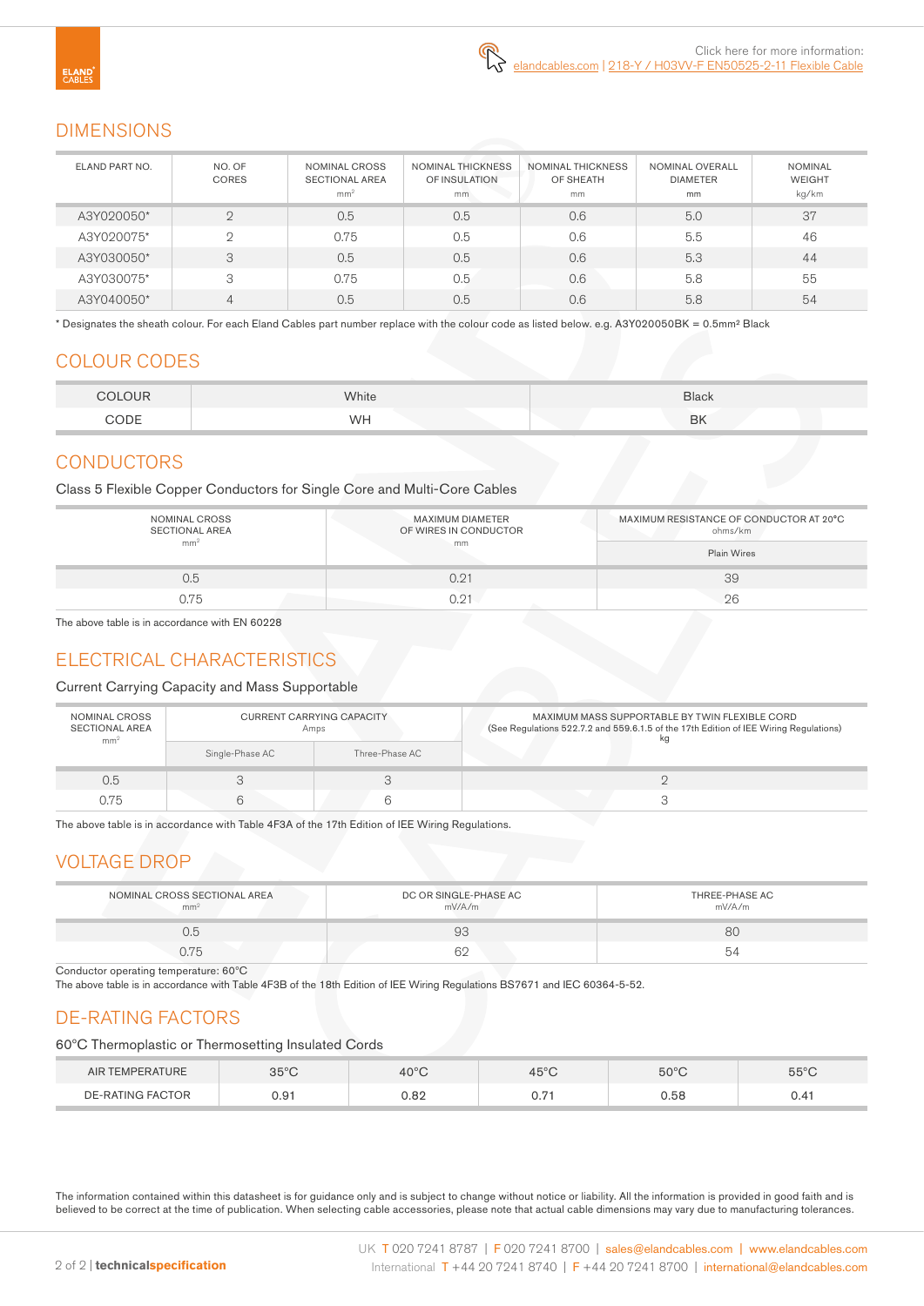Click here for more information: elandcables.com | 218-Y / H03VV-F EN50525-2-11 Flexible Cable

## DIMENSIONS

| ELAND PART NO. | NO. OF CORES | NOMINAL CROSS SECTIONAL AREA $mm^2$ | NOMINAL THICKNESS OF INSULATION mm | NOMINAL THICKNESS OF SHEATH mm | NOMINAL OVERALL DIAMETER mm | NOMINAL WEIGHT kg/km |
|---|---|---|---|---|---|---|
| A3Y020050* | 2 | 0.5 | 0.5 | 0.6 | 5.0 | 37 |
| A3Y020075* | 2 | 0.75 | 0.5 | 0.6 | 5.5 | 46 |
| A3Y030050* | 3 | 0.5 | 0.5 | 0.6 | 5.3 | 44 |
| A3Y030075* | 3 | 0.75 | 0.5 | 0.6 | 5.8 | 55 |
| A3Y040050* | 4 | 0.5 | 0.5 | 0.6 | 5.8 | 54 |

* Designates the sheath colour. For each Eland Cables part number replace with the colour code as listed below. e.g. A3Y020050BK = 0.5mm² Black

## COLOUR CODES

| COLOUR | White | Black |
|---|---|---|
| CODE | WH | BK |

## CONDUCTORS

Class 5 Flexible Copper Conductors for Single Core and Multi-Core Cables

| NOMINAL CROSS SECTIONAL AREA $mm^2$ | MAXIMUM DIAMETER OF WIRES IN CONDUCTOR mm | MAXIMUM RESISTANCE OF CONDUCTOR AT 20°C ohms/km |
|---|---|---|
| | | Plain Wires |
| 0.5 | 0.21 | 39 |
| 0.75 | 0.21 | 26 |

The above table is in accordance with EN 60228

## ELECTRICAL CHARACTERISTICS

Current Carrying Capacity and Mass Supportable

| NOMINAL CROSS SECTIONAL AREA $mm^2$ | CURRENT CARRYING CAPACITY Amps | | MAXIMUM MASS SUPPORTABLE BY TWIN FLEXIBLE CORD (See Regulations 522.7.2 and 559.6.1.5 of the 17th Edition of IEE Wiring Regulations) kg |
|---|---|---|---|
| | Single-Phase AC | Three-Phase AC | |
| 0.5 | 3 | 3 | 2 |
| 0.75 | 6 | 6 | 3 |

The above table is in accordance with Table 4F3A of the 17th Edition of IEE Wiring Regulations.

## VOLTAGE DROP

| NOMINAL CROSS SECTIONAL AREA $mm^2$ | DC OR SINGLE-PHASE AC mV/A/m | THREE-PHASE AC mV/A/m |
|---|---|---|
| 0.5 | 93 | 80 |
| 0.75 | 62 | 54 |

Conductor operating temperature: 60°C
The above table is in accordance with Table 4F3B of the 18th Edition of IEE Wiring Regulations BS7671 and IEC 60364-5-52.

## DE-RATING FACTORS

60°C Thermoplastic or Thermosetting Insulated Cords

| AIR TEMPERATURE | 35°C | 40°C | 45°C | 50°C | 55°C |
|---|---|---|---|---|---|
| DE-RATING FACTOR | 0.91 | 0.82 | 0.71 | 0.58 | 0.41 |

The information contained within this datasheet is for guidance only and is subject to change without notice or liability. All the information is provided in good faith and is believed to be correct at the time of publication. When selecting cable accessories, please note that actual cable dimensions may vary due to manufacturing tolerances.

UK T 020 7241 8787 | F 020 7241 8700 | sales@elandcables.com | www.elandcables.com
International T +44 20 7241 8740 | F +44 20 7241 8700 | international@elandcables.com